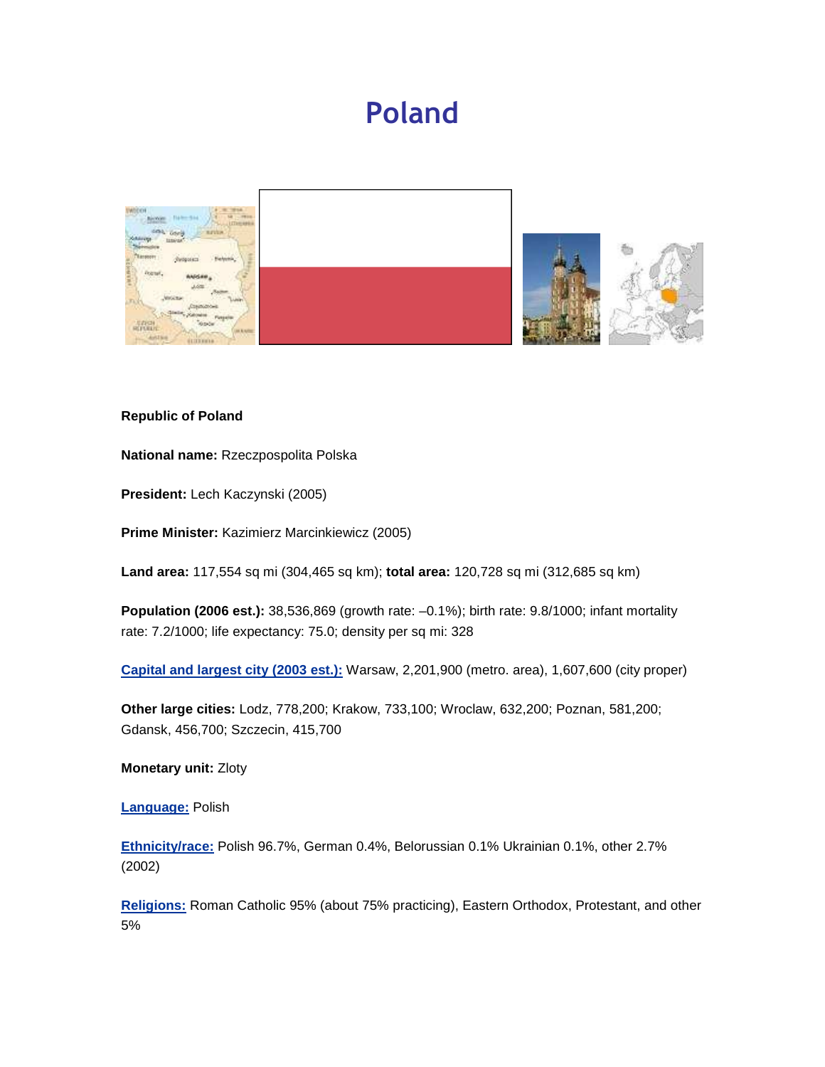# Poland

**Republic of Poland**

**National name:** Rzeczpospolita Polska

**President:** Lech Kaczynski (2005)

**Prime Minister:** Kazimierz Marcinkiewicz (2005)

**Land area:** 117,554 sq mi (304,465 sq km); **total area:** 120,728 sq mi (312,685 sq km)

**Population (2006 est.):** 38,536,869 (growth rate: –0.1%); birth rate: 9.8/1000; infant mortality rate: 7.2/1000; life expectancy: 75.0; density per sq mi: 328

**Capital and largest city (2003 est.):** Warsaw, 2,201,900 (metro. area), 1,607,600 (city proper)

**Other large cities:** Lodz, 778,200; Krakow, 733,100; Wroclaw, 632,200; Poznan, 581,200; Gdansk, 456,700; Szczecin, 415,700

**Monetary unit:** Zloty

**Language:** Polish

**Ethnicity/race:** Polish 96.7%, German 0.4%, Belorussian 0.1% Ukrainian 0.1%, other 2.7% (2002)

**Religions:** Roman Catholic 95% (about 75% practicing), Eastern Orthodox, Protestant, and other 5%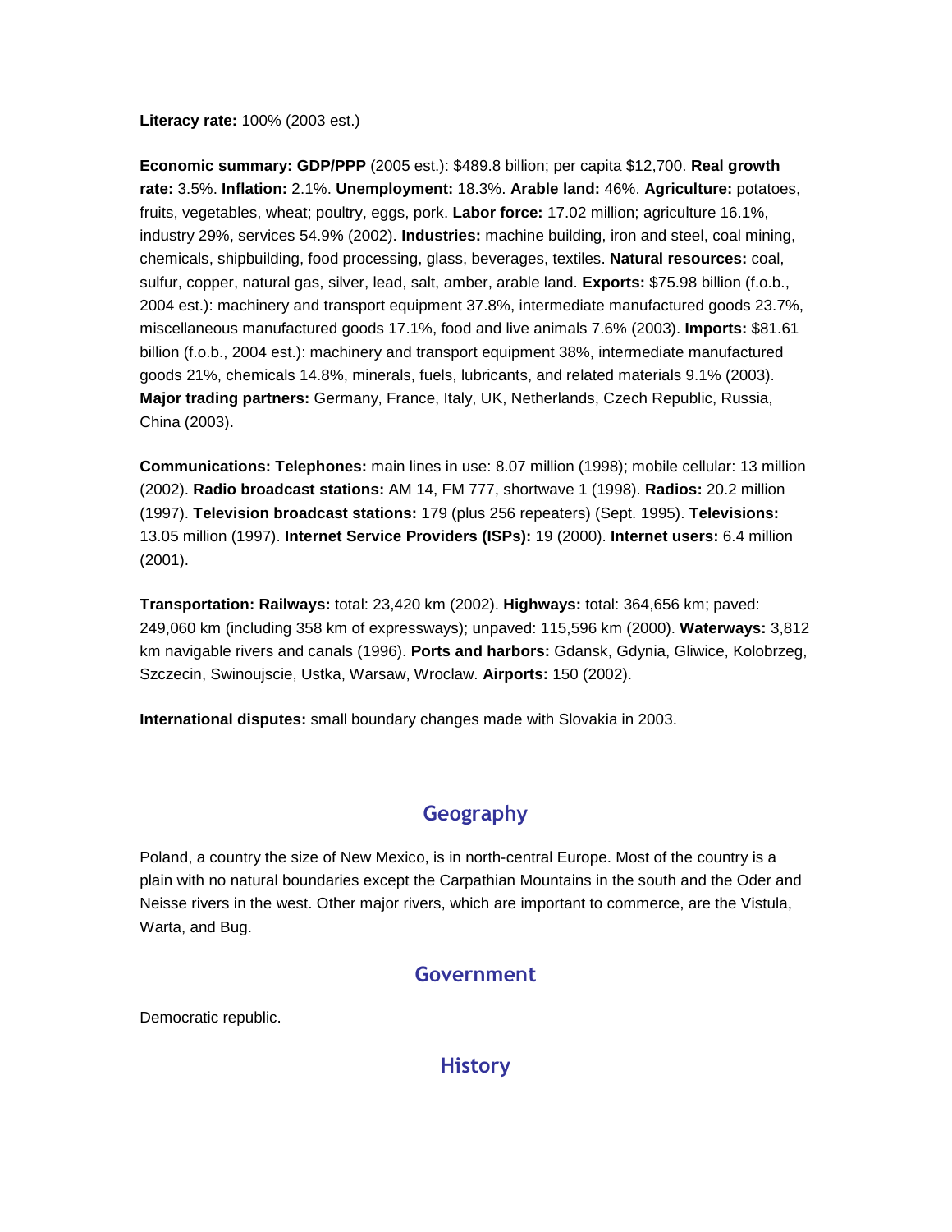**Literacy rate:** 100% (2003 est.)

**Economic summary: GDP/PPP** (2005 est.): $489.8 billion; per capita $12,700. **Real growth rate:** 3.5%. **Inflation:** 2.1%. **Unemployment:** 18.3%. **Arable land:** 46%. **Agriculture:** potatoes, fruits, vegetables, wheat; poultry, eggs, pork. **Labor force:** 17.02 million; agriculture 16.1%, industry 29%, services 54.9% (2002). **Industries:** machine building, iron and steel, coal mining, chemicals, shipbuilding, food processing, glass, beverages, textiles. **Natural resources:** coal, sulfur, copper, natural gas, silver, lead, salt, amber, arable land. **Exports:** $75.98 billion (f.o.b., 2004 est.): machinery and transport equipment 37.8%, intermediate manufactured goods 23.7%, miscellaneous manufactured goods 17.1%, food and live animals 7.6% (2003). **Imports:** $81.61 billion (f.o.b., 2004 est.): machinery and transport equipment 38%, intermediate manufactured goods 21%, chemicals 14.8%, minerals, fuels, lubricants, and related materials 9.1% (2003). **Major trading partners:** Germany, France, Italy, UK, Netherlands, Czech Republic, Russia, China (2003).

**Communications: Telephones:** main lines in use: 8.07 million (1998); mobile cellular: 13 million (2002). **Radio broadcast stations:** AM 14, FM 777, shortwave 1 (1998). **Radios:** 20.2 million (1997). **Television broadcast stations:** 179 (plus 256 repeaters) (Sept. 1995). **Televisions:** 13.05 million (1997). **Internet Service Providers (ISPs):** 19 (2000). **Internet users:** 6.4 million (2001).

**Transportation: Railways:** total: 23,420 km (2002). **Highways:** total: 364,656 km; paved: 249,060 km (including 358 km of expressways); unpaved: 115,596 km (2000). **Waterways:** 3,812 km navigable rivers and canals (1996). **Ports and harbors:** Gdansk, Gdynia, Gliwice, Kolobrzeg, Szczecin, Swinoujscie, Ustka, Warsaw, Wroclaw. **Airports:** 150 (2002).

**International disputes:** small boundary changes made with Slovakia in 2003.

## Geography

Poland, a country the size of New Mexico, is in north-central Europe. Most of the country is a plain with no natural boundaries except the Carpathian Mountains in the south and the Oder and Neisse rivers in the west. Other major rivers, which are important to commerce, are the Vistula, Warta, and Bug.

## Government

Democratic republic.

## History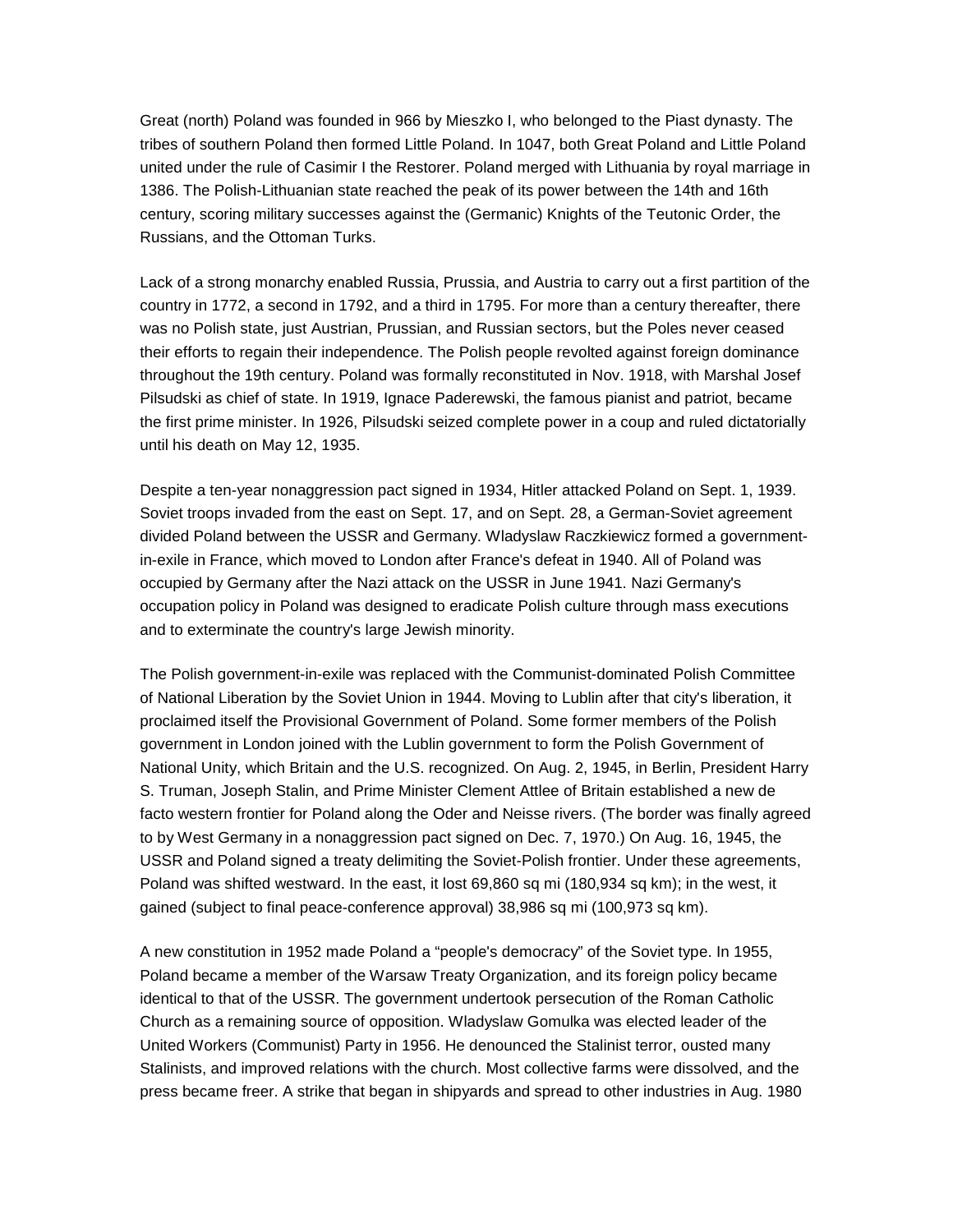Great (north) Poland was founded in 966 by Mieszko I, who belonged to the Piast dynasty. The tribes of southern Poland then formed Little Poland. In 1047, both Great Poland and Little Poland united under the rule of Casimir I the Restorer. Poland merged with Lithuania by royal marriage in 1386. The Polish-Lithuanian state reached the peak of its power between the 14th and 16th century, scoring military successes against the (Germanic) Knights of the Teutonic Order, the Russians, and the Ottoman Turks.

Lack of a strong monarchy enabled Russia, Prussia, and Austria to carry out a first partition of the country in 1772, a second in 1792, and a third in 1795. For more than a century thereafter, there was no Polish state, just Austrian, Prussian, and Russian sectors, but the Poles never ceased their efforts to regain their independence. The Polish people revolted against foreign dominance throughout the 19th century. Poland was formally reconstituted in Nov. 1918, with Marshal Josef Pilsudski as chief of state. In 1919, Ignace Paderewski, the famous pianist and patriot, became the first prime minister. In 1926, Pilsudski seized complete power in a coup and ruled dictatorially until his death on May 12, 1935.

Despite a ten-year nonaggression pact signed in 1934, Hitler attacked Poland on Sept. 1, 1939. Soviet troops invaded from the east on Sept. 17, and on Sept. 28, a German-Soviet agreement divided Poland between the USSR and Germany. Wladyslaw Raczkiewicz formed a government-in-exile in France, which moved to London after France's defeat in 1940. All of Poland was occupied by Germany after the Nazi attack on the USSR in June 1941. Nazi Germany's occupation policy in Poland was designed to eradicate Polish culture through mass executions and to exterminate the country's large Jewish minority.

The Polish government-in-exile was replaced with the Communist-dominated Polish Committee of National Liberation by the Soviet Union in 1944. Moving to Lublin after that city's liberation, it proclaimed itself the Provisional Government of Poland. Some former members of the Polish government in London joined with the Lublin government to form the Polish Government of National Unity, which Britain and the U.S. recognized. On Aug. 2, 1945, in Berlin, President Harry S. Truman, Joseph Stalin, and Prime Minister Clement Attlee of Britain established a new de facto western frontier for Poland along the Oder and Neisse rivers. (The border was finally agreed to by West Germany in a nonaggression pact signed on Dec. 7, 1970.) On Aug. 16, 1945, the USSR and Poland signed a treaty delimiting the Soviet-Polish frontier. Under these agreements, Poland was shifted westward. In the east, it lost 69,860 sq mi (180,934 sq km); in the west, it gained (subject to final peace-conference approval) 38,986 sq mi (100,973 sq km).

A new constitution in 1952 made Poland a “people's democracy” of the Soviet type. In 1955, Poland became a member of the Warsaw Treaty Organization, and its foreign policy became identical to that of the USSR. The government undertook persecution of the Roman Catholic Church as a remaining source of opposition. Wladyslaw Gomulka was elected leader of the United Workers (Communist) Party in 1956. He denounced the Stalinist terror, ousted many Stalinists, and improved relations with the church. Most collective farms were dissolved, and the press became freer. A strike that began in shipyards and spread to other industries in Aug. 1980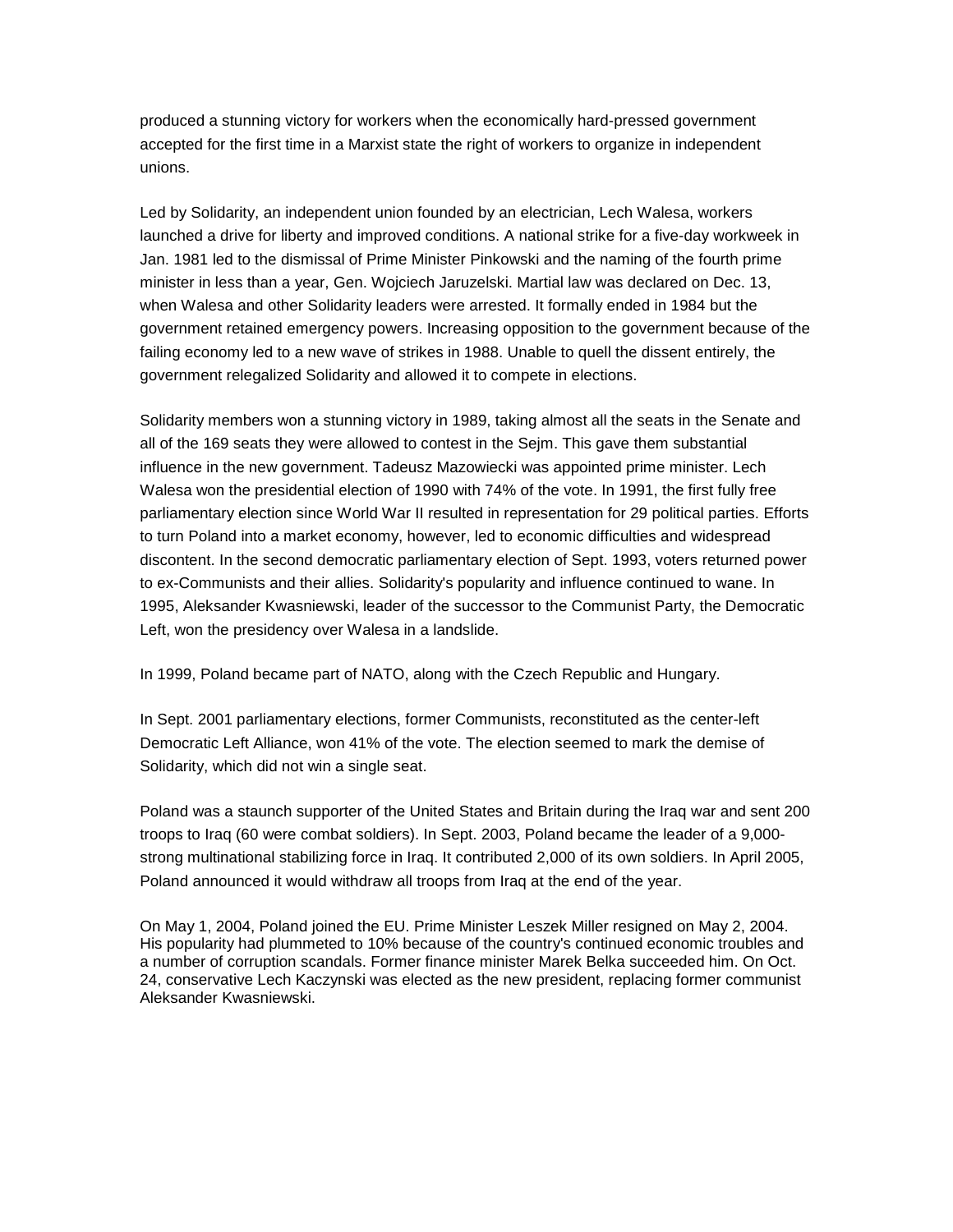produced a stunning victory for workers when the economically hard-pressed government accepted for the first time in a Marxist state the right of workers to organize in independent unions.

Led by Solidarity, an independent union founded by an electrician, Lech Walesa, workers launched a drive for liberty and improved conditions. A national strike for a five-day workweek in Jan. 1981 led to the dismissal of Prime Minister Pinkowski and the naming of the fourth prime minister in less than a year, Gen. Wojciech Jaruzelski. Martial law was declared on Dec. 13, when Walesa and other Solidarity leaders were arrested. It formally ended in 1984 but the government retained emergency powers. Increasing opposition to the government because of the failing economy led to a new wave of strikes in 1988. Unable to quell the dissent entirely, the government relegalized Solidarity and allowed it to compete in elections.

Solidarity members won a stunning victory in 1989, taking almost all the seats in the Senate and all of the 169 seats they were allowed to contest in the Sejm. This gave them substantial influence in the new government. Tadeusz Mazowiecki was appointed prime minister. Lech Walesa won the presidential election of 1990 with 74% of the vote. In 1991, the first fully free parliamentary election since World War II resulted in representation for 29 political parties. Efforts to turn Poland into a market economy, however, led to economic difficulties and widespread discontent. In the second democratic parliamentary election of Sept. 1993, voters returned power to ex-Communists and their allies. Solidarity's popularity and influence continued to wane. In 1995, Aleksander Kwasniewski, leader of the successor to the Communist Party, the Democratic Left, won the presidency over Walesa in a landslide.

In 1999, Poland became part of NATO, along with the Czech Republic and Hungary.

In Sept. 2001 parliamentary elections, former Communists, reconstituted as the center-left Democratic Left Alliance, won 41% of the vote. The election seemed to mark the demise of Solidarity, which did not win a single seat.

Poland was a staunch supporter of the United States and Britain during the Iraq war and sent 200 troops to Iraq (60 were combat soldiers). In Sept. 2003, Poland became the leader of a 9,000-strong multinational stabilizing force in Iraq. It contributed 2,000 of its own soldiers. In April 2005, Poland announced it would withdraw all troops from Iraq at the end of the year.

On May 1, 2004, Poland joined the EU. Prime Minister Leszek Miller resigned on May 2, 2004. His popularity had plummeted to 10% because of the country's continued economic troubles and a number of corruption scandals. Former finance minister Marek Belka succeeded him. On Oct. 24, conservative Lech Kaczynski was elected as the new president, replacing former communist Aleksander Kwasniewski.